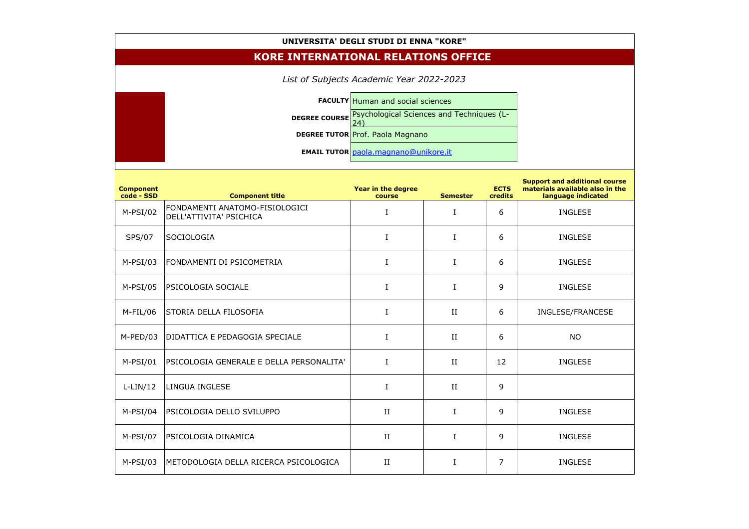**UNIVERSITA' DEGLI STUDI DI ENNA "KORE"**

# KORE INTERNATIONAL RELATIONS OFFICE

*List of Subjects Academic Year 2022-2023*

| | |
|---|---|
| **FACULTY** | Human and social sciences |
| **DEGREE COURSE** | Psychological Sciences and Techniques (L-24) |
| **DEGREE TUTOR** | Prof. Paola Magnano |
| **EMAIL TUTOR** | paola.magnano@unikore.it |

| Component code - SSD | Component title | Year in the degree course | Semester | ECTS credits | Support and additional course materials available also in the language indicated |
|---|---|---|---|---|---|
| M-PSI/02 | FONDAMENTI ANATOMO-FISIOLOGICI DELL'ATTIVITA' PSICHICA | I | I | 6 | INGLESE |
| SPS/07 | SOCIOLOGIA | I | I | 6 | INGLESE |
| M-PSI/03 | FONDAMENTI DI PSICOMETRIA | I | I | 6 | INGLESE |
| M-PSI/05 | PSICOLOGIA SOCIALE | I | I | 9 | INGLESE |
| M-FIL/06 | STORIA DELLA FILOSOFIA | I | II | 6 | INGLESE/FRANCESE |
| M-PED/03 | DIDATTICA E PEDAGOGIA SPECIALE | I | II | 6 | NO |
| M-PSI/01 | PSICOLOGIA GENERALE E DELLA PERSONALITA' | I | II | 12 | INGLESE |
| L-LIN/12 | LINGUA INGLESE | I | II | 9 | |
| M-PSI/04 | PSICOLOGIA DELLO SVILUPPO | II | I | 9 | INGLESE |
| M-PSI/07 | PSICOLOGIA DINAMICA | II | I | 9 | INGLESE |
| M-PSI/03 | METODOLOGIA DELLA RICERCA PSICOLOGICA | II | I | 7 | INGLESE |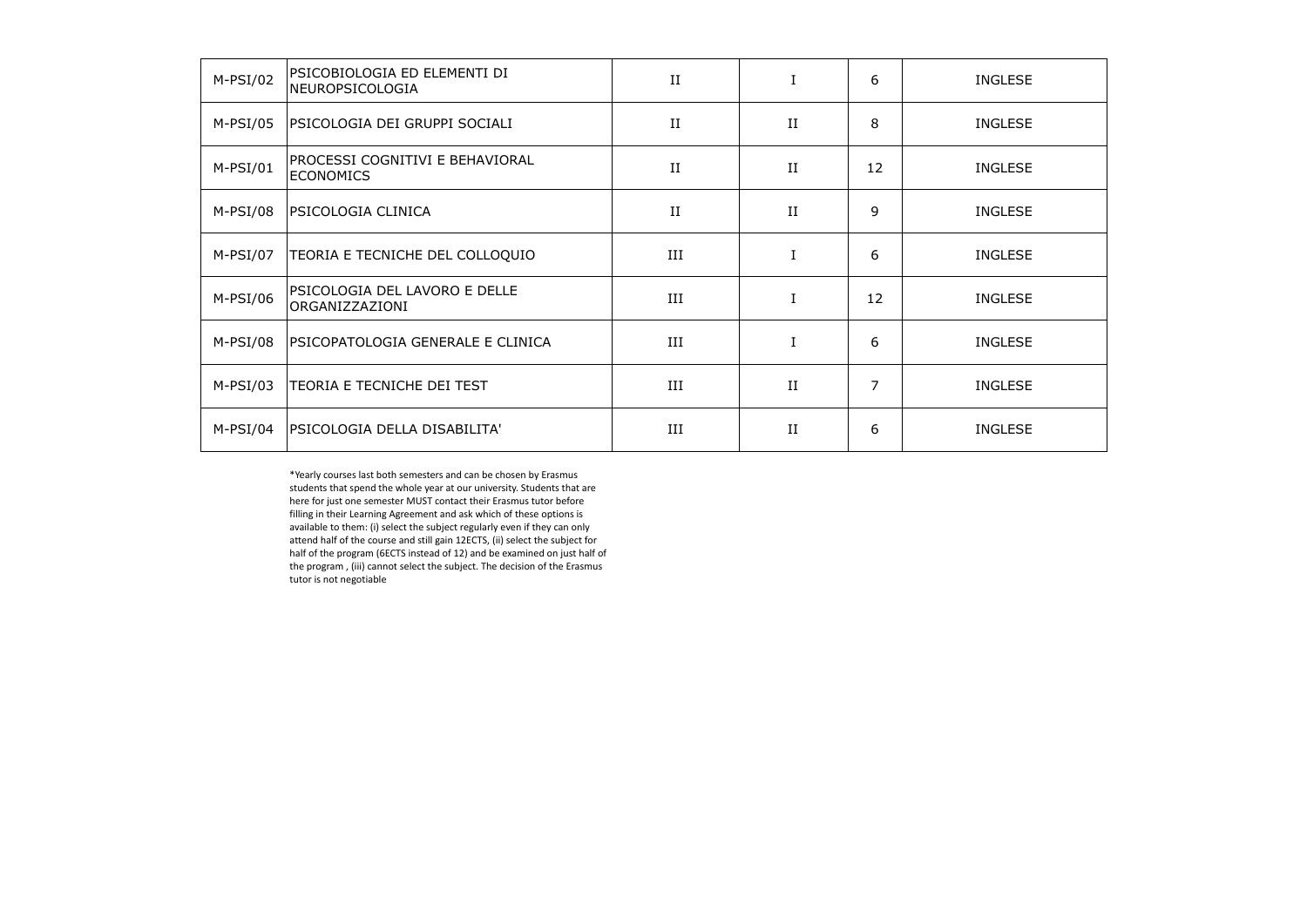| | | | | | |
|---|---|---|---|---|---|
| M-PSI/02 | PSICOBIOLOGIA ED ELEMENTI DI NEUROPSICOLOGIA | II | I | 6 | INGLESE |
| M-PSI/05 | PSICOLOGIA DEI GRUPPI SOCIALI | II | II | 8 | INGLESE |
| M-PSI/01 | PROCESSI COGNITIVI E BEHAVIORAL ECONOMICS | II | II | 12 | INGLESE |
| M-PSI/08 | PSICOLOGIA CLINICA | II | II | 9 | INGLESE |
| M-PSI/07 | TEORIA E TECNICHE DEL COLLOQUIO | III | I | 6 | INGLESE |
| M-PSI/06 | PSICOLOGIA DEL LAVORO E DELLE ORGANIZZAZIONI | III | I | 12 | INGLESE |
| M-PSI/08 | PSICOPATOLOGIA GENERALE E CLINICA | III | I | 6 | INGLESE |
| M-PSI/03 | TEORIA E TECNICHE DEI TEST | III | II | 7 | INGLESE |
| M-PSI/04 | PSICOLOGIA DELLA DISABILITA' | III | II | 6 | INGLESE |

*Yearly courses last both semesters and can be chosen by Erasmus students that spend the whole year at our university. Students that are here for just one semester MUST contact their Erasmus tutor before filling in their Learning Agreement and ask which of these options is available to them: (i) select the subject regularly even if they can only attend half of the course and still gain 12ECTS, (ii) select the subject for half of the program (6ECTS instead of 12) and be examined on just half of the program , (iii) cannot select the subject. The decision of the Erasmus tutor is not negotiable